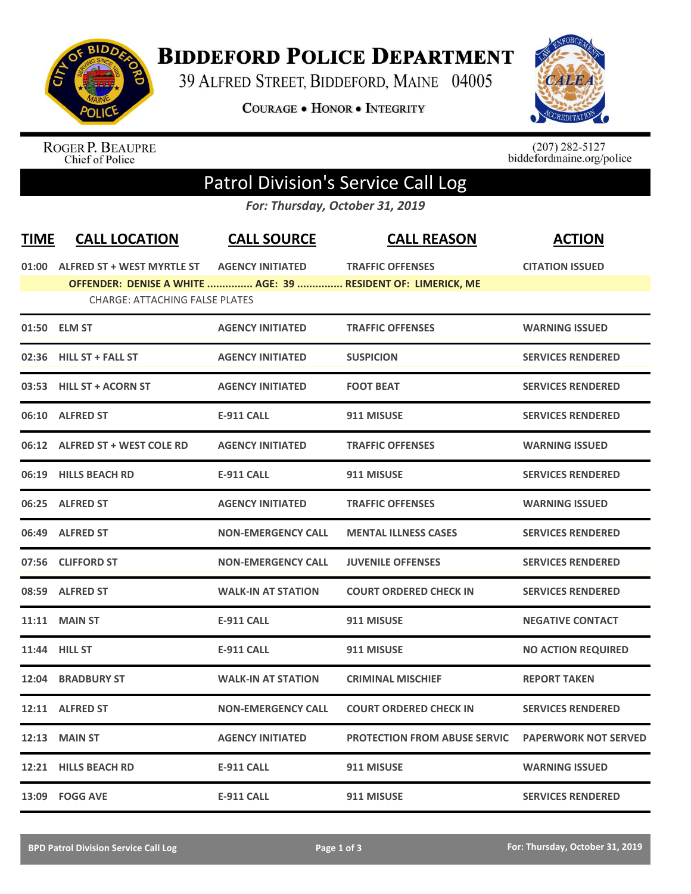# Biddeford Police Department

39 Alfred Street, Biddeford, Maine 04005

**Courage • Honor • Integrity**

Roger P. Beaupre
Chief of Police

(207) 282-5127
biddefordmaine.org/police

## Patrol Division's Service Call Log

*For: Thursday, October 31, 2019*

| TIME | CALL LOCATION | CALL SOURCE | CALL REASON | ACTION |
|---|---|---|---|---|
| 01:00 | ALFRED ST + WEST MYRTLE ST | AGENCY INITIATED | TRAFFIC OFFENSES | CITATION ISSUED |
| | OFFENDER: DENISE A WHITE ............... AGE: 39 ............... RESIDENT OF: LIMERICK, ME | | | |
| | CHARGE: ATTACHING FALSE PLATES | | | |
| 01:50 | ELM ST | AGENCY INITIATED | TRAFFIC OFFENSES | WARNING ISSUED |
| 02:36 | HILL ST + FALL ST | AGENCY INITIATED | SUSPICION | SERVICES RENDERED |
| 03:53 | HILL ST + ACORN ST | AGENCY INITIATED | FOOT BEAT | SERVICES RENDERED |
| 06:10 | ALFRED ST | E-911 CALL | 911 MISUSE | SERVICES RENDERED |
| 06:12 | ALFRED ST + WEST COLE RD | AGENCY INITIATED | TRAFFIC OFFENSES | WARNING ISSUED |
| 06:19 | HILLS BEACH RD | E-911 CALL | 911 MISUSE | SERVICES RENDERED |
| 06:25 | ALFRED ST | AGENCY INITIATED | TRAFFIC OFFENSES | WARNING ISSUED |
| 06:49 | ALFRED ST | NON-EMERGENCY CALL | MENTAL ILLNESS CASES | SERVICES RENDERED |
| 07:56 | CLIFFORD ST | NON-EMERGENCY CALL | JUVENILE OFFENSES | SERVICES RENDERED |
| 08:59 | ALFRED ST | WALK-IN AT STATION | COURT ORDERED CHECK IN | SERVICES RENDERED |
| 11:11 | MAIN ST | E-911 CALL | 911 MISUSE | NEGATIVE CONTACT |
| 11:44 | HILL ST | E-911 CALL | 911 MISUSE | NO ACTION REQUIRED |
| 12:04 | BRADBURY ST | WALK-IN AT STATION | CRIMINAL MISCHIEF | REPORT TAKEN |
| 12:11 | ALFRED ST | NON-EMERGENCY CALL | COURT ORDERED CHECK IN | SERVICES RENDERED |
| 12:13 | MAIN ST | AGENCY INITIATED | PROTECTION FROM ABUSE SERVIC | PAPERWORK NOT SERVED |
| 12:21 | HILLS BEACH RD | E-911 CALL | 911 MISUSE | WARNING ISSUED |
| 13:09 | FOGG AVE | E-911 CALL | 911 MISUSE | SERVICES RENDERED |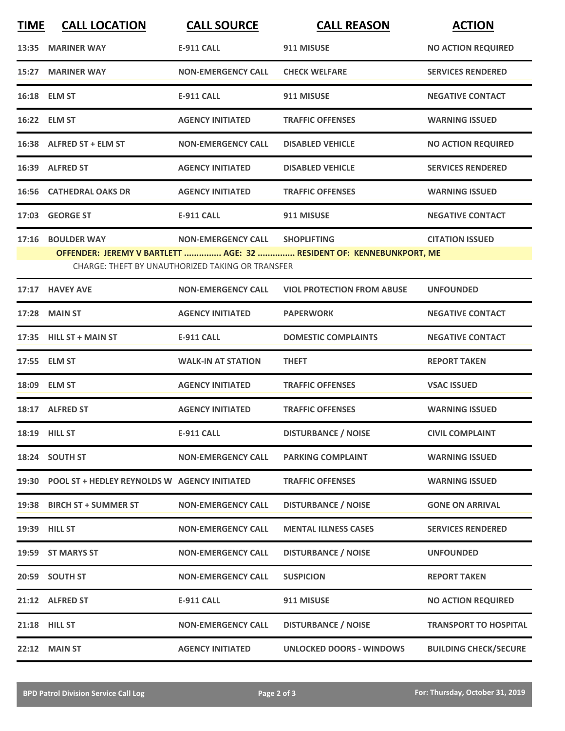| TIME | CALL LOCATION | CALL SOURCE | CALL REASON | ACTION |
|---|---|---|---|---|
| 13:35 | MARINER WAY | E-911 CALL | 911 MISUSE | NO ACTION REQUIRED |
| 15:27 | MARINER WAY | NON-EMERGENCY CALL | CHECK WELFARE | SERVICES RENDERED |
| 16:18 | ELM ST | E-911 CALL | 911 MISUSE | NEGATIVE CONTACT |
| 16:22 | ELM ST | AGENCY INITIATED | TRAFFIC OFFENSES | WARNING ISSUED |
| 16:38 | ALFRED ST + ELM ST | NON-EMERGENCY CALL | DISABLED VEHICLE | NO ACTION REQUIRED |
| 16:39 | ALFRED ST | AGENCY INITIATED | DISABLED VEHICLE | SERVICES RENDERED |
| 16:56 | CATHEDRAL OAKS DR | AGENCY INITIATED | TRAFFIC OFFENSES | WARNING ISSUED |
| 17:03 | GEORGE ST | E-911 CALL | 911 MISUSE | NEGATIVE CONTACT |
| 17:16 | BOULDER WAY | NON-EMERGENCY CALL | SHOPLIFTING | CITATION ISSUED |
| | **OFFENDER: JEREMY V BARTLETT ............... AGE: 32 ............... RESIDENT OF: KENNEBUNKPORT, ME** | | | |
| | CHARGE: THEFT BY UNAUTHORIZED TAKING OR TRANSFER | | | |
| 17:17 | HAVEY AVE | NON-EMERGENCY CALL | VIOL PROTECTION FROM ABUSE | UNFOUNDED |
| 17:28 | MAIN ST | AGENCY INITIATED | PAPERWORK | NEGATIVE CONTACT |
| 17:35 | HILL ST + MAIN ST | E-911 CALL | DOMESTIC COMPLAINTS | NEGATIVE CONTACT |
| 17:55 | ELM ST | WALK-IN AT STATION | THEFT | REPORT TAKEN |
| 18:09 | ELM ST | AGENCY INITIATED | TRAFFIC OFFENSES | VSAC ISSUED |
| 18:17 | ALFRED ST | AGENCY INITIATED | TRAFFIC OFFENSES | WARNING ISSUED |
| 18:19 | HILL ST | E-911 CALL | DISTURBANCE / NOISE | CIVIL COMPLAINT |
| 18:24 | SOUTH ST | NON-EMERGENCY CALL | PARKING COMPLAINT | WARNING ISSUED |
| 19:30 | POOL ST + HEDLEY REYNOLDS W | AGENCY INITIATED | TRAFFIC OFFENSES | WARNING ISSUED |
| 19:38 | BIRCH ST + SUMMER ST | NON-EMERGENCY CALL | DISTURBANCE / NOISE | GONE ON ARRIVAL |
| 19:39 | HILL ST | NON-EMERGENCY CALL | MENTAL ILLNESS CASES | SERVICES RENDERED |
| 19:59 | ST MARYS ST | NON-EMERGENCY CALL | DISTURBANCE / NOISE | UNFOUNDED |
| 20:59 | SOUTH ST | NON-EMERGENCY CALL | SUSPICION | REPORT TAKEN |
| 21:12 | ALFRED ST | E-911 CALL | 911 MISUSE | NO ACTION REQUIRED |
| 21:18 | HILL ST | NON-EMERGENCY CALL | DISTURBANCE / NOISE | TRANSPORT TO HOSPITAL |
| 22:12 | MAIN ST | AGENCY INITIATED | UNLOCKED DOORS - WINDOWS | BUILDING CHECK/SECURE |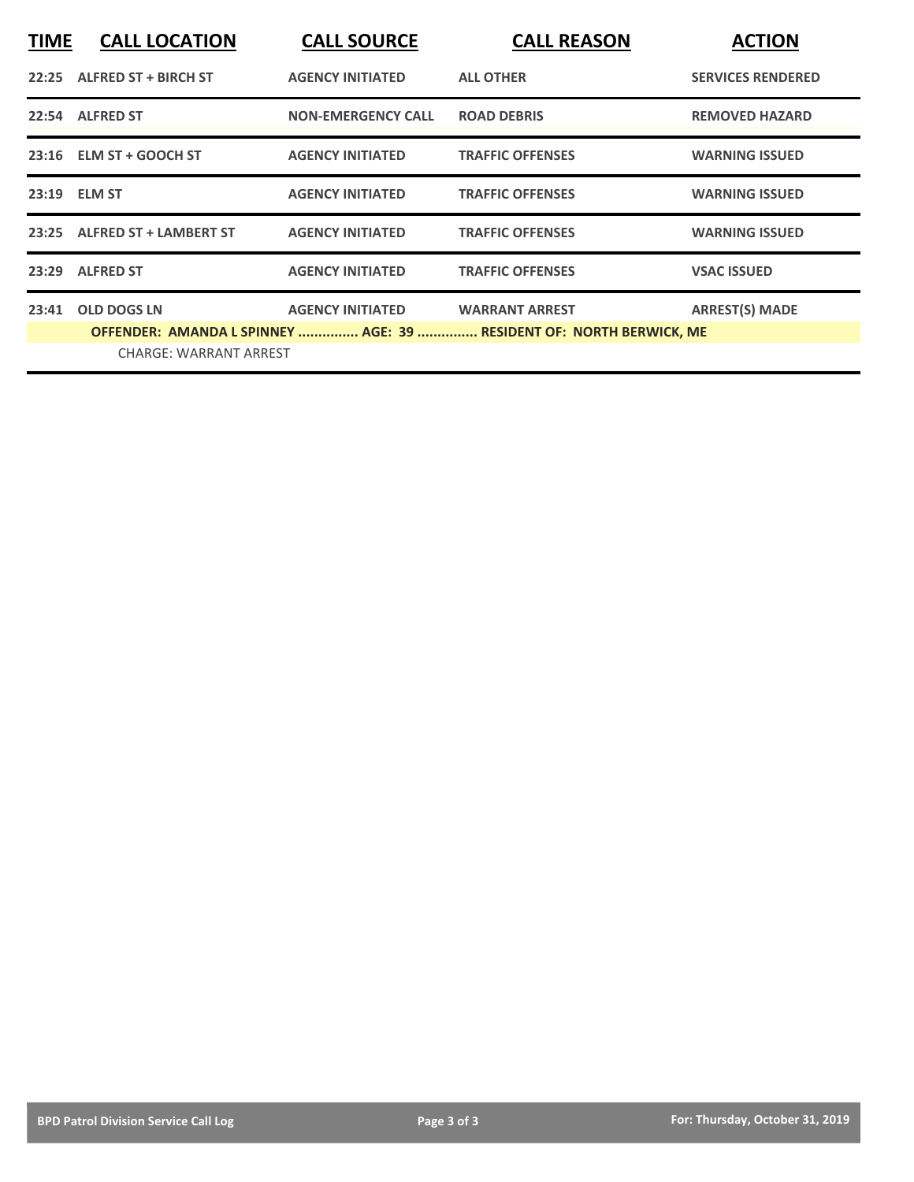| TIME | CALL LOCATION | CALL SOURCE | CALL REASON | ACTION |
|---|---|---|---|---|
| 22:25 | ALFRED ST + BIRCH ST | AGENCY INITIATED | ALL OTHER | SERVICES RENDERED |
| 22:54 | ALFRED ST | NON-EMERGENCY CALL | ROAD DEBRIS | REMOVED HAZARD |
| 23:16 | ELM ST + GOOCH ST | AGENCY INITIATED | TRAFFIC OFFENSES | WARNING ISSUED |
| 23:19 | ELM ST | AGENCY INITIATED | TRAFFIC OFFENSES | WARNING ISSUED |
| 23:25 | ALFRED ST + LAMBERT ST | AGENCY INITIATED | TRAFFIC OFFENSES | WARNING ISSUED |
| 23:29 | ALFRED ST | AGENCY INITIATED | TRAFFIC OFFENSES | VSAC ISSUED |
| 23:41 | OLD DOGS LN | AGENCY INITIATED | WARRANT ARREST | ARREST(S) MADE |

**OFFENDER: AMANDA L SPINNEY ............... AGE: 39 ............... RESIDENT OF: NORTH BERWICK, ME**

CHARGE: WARRANT ARREST